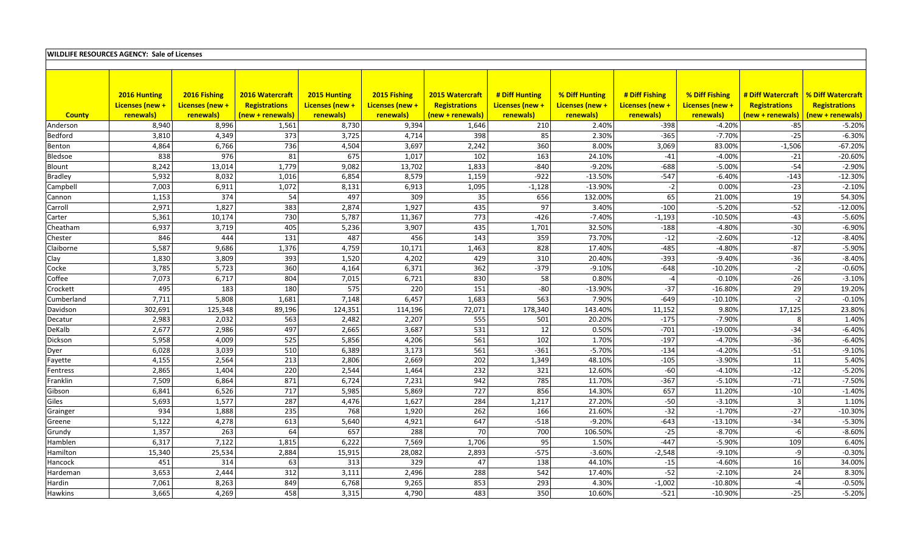**WILDLIFE RESOURCES AGENCY: Sale of Licenses**

| County | 2016 Hunting Licenses (new + renewals) | 2016 Fishing Licenses (new + renewals) | 2016 Watercraft Registrations (new + renewals) | 2015 Hunting Licenses (new + renewals) | 2015 Fishing Licenses (new + renewals) | 2015 Watercraft Registrations (new + renewals) | # Diff Hunting Licenses (new + renewals) | % Diff Hunting Licenses (new + renewals) | # Diff Fishing Licenses (new + renewals) | % Diff Fishing Licenses (new + renewals) | # Diff Watercraft Registrations (new + renewals) | % Diff Watercraft Registrations (new + renewals) |
|---|---|---|---|---|---|---|---|---|---|---|---|---|
| Anderson | 8,940 | 8,996 | 1,561 | 8,730 | 9,394 | 1,646 | 210 | 2.40% | -398 | -4.20% | -85 | -5.20% |
| Bedford | 3,810 | 4,349 | 373 | 3,725 | 4,714 | 398 | 85 | 2.30% | -365 | -7.70% | -25 | -6.30% |
| Benton | 4,864 | 6,766 | 736 | 4,504 | 3,697 | 2,242 | 360 | 8.00% | 3,069 | 83.00% | -1,506 | -67.20% |
| Bledsoe | 838 | 976 | 81 | 675 | 1,017 | 102 | 163 | 24.10% | -41 | -4.00% | -21 | -20.60% |
| Blount | 8,242 | 13,014 | 1,779 | 9,082 | 13,702 | 1,833 | -840 | -9.20% | -688 | -5.00% | -54 | -2.90% |
| Bradley | 5,932 | 8,032 | 1,016 | 6,854 | 8,579 | 1,159 | -922 | -13.50% | -547 | -6.40% | -143 | -12.30% |
| Campbell | 7,003 | 6,911 | 1,072 | 8,131 | 6,913 | 1,095 | -1,128 | -13.90% | -2 | 0.00% | -23 | -2.10% |
| Cannon | 1,153 | 374 | 54 | 497 | 309 | 35 | 656 | 132.00% | 65 | 21.00% | 19 | 54.30% |
| Carroll | 2,971 | 1,827 | 383 | 2,874 | 1,927 | 435 | 97 | 3.40% | -100 | -5.20% | -52 | -12.00% |
| Carter | 5,361 | 10,174 | 730 | 5,787 | 11,367 | 773 | -426 | -7.40% | -1,193 | -10.50% | -43 | -5.60% |
| Cheatham | 6,937 | 3,719 | 405 | 5,236 | 3,907 | 435 | 1,701 | 32.50% | -188 | -4.80% | -30 | -6.90% |
| Chester | 846 | 444 | 131 | 487 | 456 | 143 | 359 | 73.70% | -12 | -2.60% | -12 | -8.40% |
| Claiborne | 5,587 | 9,686 | 1,376 | 4,759 | 10,171 | 1,463 | 828 | 17.40% | -485 | -4.80% | -87 | -5.90% |
| Clay | 1,830 | 3,809 | 393 | 1,520 | 4,202 | 429 | 310 | 20.40% | -393 | -9.40% | -36 | -8.40% |
| Cocke | 3,785 | 5,723 | 360 | 4,164 | 6,371 | 362 | -379 | -9.10% | -648 | -10.20% | -2 | -0.60% |
| Coffee | 7,073 | 6,717 | 804 | 7,015 | 6,721 | 830 | 58 | 0.80% | -4 | -0.10% | -26 | -3.10% |
| Crockett | 495 | 183 | 180 | 575 | 220 | 151 | -80 | -13.90% | -37 | -16.80% | 29 | 19.20% |
| Cumberland | 7,711 | 5,808 | 1,681 | 7,148 | 6,457 | 1,683 | 563 | 7.90% | -649 | -10.10% | -2 | -0.10% |
| Davidson | 302,691 | 125,348 | 89,196 | 124,351 | 114,196 | 72,071 | 178,340 | 143.40% | 11,152 | 9.80% | 17,125 | 23.80% |
| Decatur | 2,983 | 2,032 | 563 | 2,482 | 2,207 | 555 | 501 | 20.20% | -175 | -7.90% | 8 | 1.40% |
| DeKalb | 2,677 | 2,986 | 497 | 2,665 | 3,687 | 531 | 12 | 0.50% | -701 | -19.00% | -34 | -6.40% |
| Dickson | 5,958 | 4,009 | 525 | 5,856 | 4,206 | 561 | 102 | 1.70% | -197 | -4.70% | -36 | -6.40% |
| Dyer | 6,028 | 3,039 | 510 | 6,389 | 3,173 | 561 | -361 | -5.70% | -134 | -4.20% | -51 | -9.10% |
| Fayette | 4,155 | 2,564 | 213 | 2,806 | 2,669 | 202 | 1,349 | 48.10% | -105 | -3.90% | 11 | 5.40% |
| Fentress | 2,865 | 1,404 | 220 | 2,544 | 1,464 | 232 | 321 | 12.60% | -60 | -4.10% | -12 | -5.20% |
| Franklin | 7,509 | 6,864 | 871 | 6,724 | 7,231 | 942 | 785 | 11.70% | -367 | -5.10% | -71 | -7.50% |
| Gibson | 6,841 | 6,526 | 717 | 5,985 | 5,869 | 727 | 856 | 14.30% | 657 | 11.20% | -10 | -1.40% |
| Giles | 5,693 | 1,577 | 287 | 4,476 | 1,627 | 284 | 1,217 | 27.20% | -50 | -3.10% | 3 | 1.10% |
| Grainger | 934 | 1,888 | 235 | 768 | 1,920 | 262 | 166 | 21.60% | -32 | -1.70% | -27 | -10.30% |
| Greene | 5,122 | 4,278 | 613 | 5,640 | 4,921 | 647 | -518 | -9.20% | -643 | -13.10% | -34 | -5.30% |
| Grundy | 1,357 | 263 | 64 | 657 | 288 | 70 | 700 | 106.50% | -25 | -8.70% | -6 | -8.60% |
| Hamblen | 6,317 | 7,122 | 1,815 | 6,222 | 7,569 | 1,706 | 95 | 1.50% | -447 | -5.90% | 109 | 6.40% |
| Hamilton | 15,340 | 25,534 | 2,884 | 15,915 | 28,082 | 2,893 | -575 | -3.60% | -2,548 | -9.10% | -9 | -0.30% |
| Hancock | 451 | 314 | 63 | 313 | 329 | 47 | 138 | 44.10% | -15 | -4.60% | 16 | 34.00% |
| Hardeman | 3,653 | 2,444 | 312 | 3,111 | 2,496 | 288 | 542 | 17.40% | -52 | -2.10% | 24 | 8.30% |
| Hardin | 7,061 | 8,263 | 849 | 6,768 | 9,265 | 853 | 293 | 4.30% | -1,002 | -10.80% | -4 | -0.50% |
| Hawkins | 3,665 | 4,269 | 458 | 3,315 | 4,790 | 483 | 350 | 10.60% | -521 | -10.90% | -25 | -5.20% |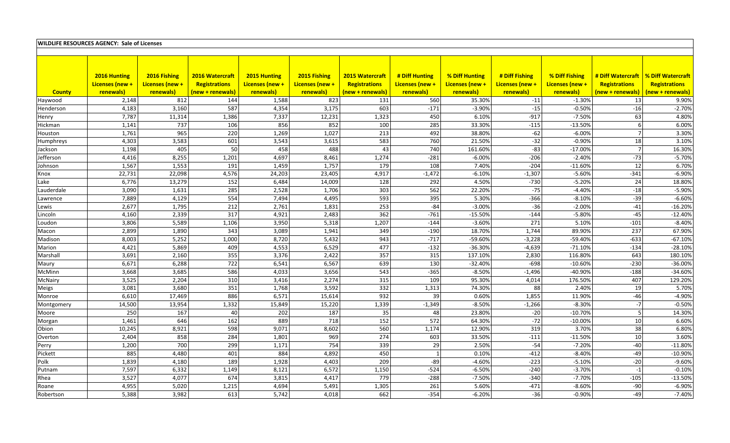**WILDLIFE RESOURCES AGENCY: Sale of Licenses**

| County | 2016 Hunting Licenses (new + renewals) | 2016 Fishing Licenses (new + renewals) | 2016 Watercraft Registrations (new + renewals) | 2015 Hunting Licenses (new + renewals) | 2015 Fishing Licenses (new + renewals) | 2015 Watercraft Registrations (new + renewals) | # Diff Hunting Licenses (new + renewals) | % Diff Hunting Licenses (new + renewals) | # Diff Fishing Licenses (new + renewals) | % Diff Fishing Licenses (new + renewals) | # Diff Watercraft Registrations (new + renewals) | % Diff Watercraft Registrations (new + renewals) |
|---|---|---|---|---|---|---|---|---|---|---|---|---|
| Haywood | 2,148 | 812 | 144 | 1,588 | 823 | 131 | 560 | 35.30% | -11 | -1.30% | 13 | 9.90% |
| Henderson | 4,183 | 3,160 | 587 | 4,354 | 3,175 | 603 | -171 | -3.90% | -15 | -0.50% | -16 | -2.70% |
| Henry | 7,787 | 11,314 | 1,386 | 7,337 | 12,231 | 1,323 | 450 | 6.10% | -917 | -7.50% | 63 | 4.80% |
| Hickman | 1,141 | 737 | 106 | 856 | 852 | 100 | 285 | 33.30% | -115 | -13.50% | 6 | 6.00% |
| Houston | 1,761 | 965 | 220 | 1,269 | 1,027 | 213 | 492 | 38.80% | -62 | -6.00% | 7 | 3.30% |
| Humphreys | 4,303 | 3,583 | 601 | 3,543 | 3,615 | 583 | 760 | 21.50% | -32 | -0.90% | 18 | 3.10% |
| Jackson | 1,198 | 405 | 50 | 458 | 488 | 43 | 740 | 161.60% | -83 | -17.00% | 7 | 16.30% |
| Jefferson | 4,416 | 8,255 | 1,201 | 4,697 | 8,461 | 1,274 | -281 | -6.00% | -206 | -2.40% | -73 | -5.70% |
| Johnson | 1,567 | 1,553 | 191 | 1,459 | 1,757 | 179 | 108 | 7.40% | -204 | -11.60% | 12 | 6.70% |
| Knox | 22,731 | 22,098 | 4,576 | 24,203 | 23,405 | 4,917 | -1,472 | -6.10% | -1,307 | -5.60% | -341 | -6.90% |
| Lake | 6,776 | 13,279 | 152 | 6,484 | 14,009 | 128 | 292 | 4.50% | -730 | -5.20% | 24 | 18.80% |
| Lauderdale | 3,090 | 1,631 | 285 | 2,528 | 1,706 | 303 | 562 | 22.20% | -75 | -4.40% | -18 | -5.90% |
| Lawrence | 7,889 | 4,129 | 554 | 7,494 | 4,495 | 593 | 395 | 5.30% | -366 | -8.10% | -39 | -6.60% |
| Lewis | 2,677 | 1,795 | 212 | 2,761 | 1,831 | 253 | -84 | -3.00% | -36 | -2.00% | -41 | -16.20% |
| Lincoln | 4,160 | 2,339 | 317 | 4,921 | 2,483 | 362 | -761 | -15.50% | -144 | -5.80% | -45 | -12.40% |
| Loudon | 3,806 | 5,589 | 1,106 | 3,950 | 5,318 | 1,207 | -144 | -3.60% | 271 | 5.10% | -101 | -8.40% |
| Macon | 2,899 | 1,890 | 343 | 3,089 | 1,941 | 349 | -190 | 18.70% | 1,744 | 89.90% | 237 | 67.90% |
| Madison | 8,003 | 5,252 | 1,000 | 8,720 | 5,432 | 943 | -717 | -59.60% | -3,228 | -59.40% | -633 | -67.10% |
| Marion | 4,421 | 5,869 | 409 | 4,553 | 6,529 | 477 | -132 | -36.30% | -4,639 | -71.10% | -134 | -28.10% |
| Marshall | 3,691 | 2,160 | 355 | 3,376 | 2,422 | 357 | 315 | 137.10% | 2,830 | 116.80% | 643 | 180.10% |
| Maury | 6,671 | 6,288 | 722 | 6,541 | 6,567 | 639 | 130 | -32.40% | -698 | -10.60% | -230 | -36.00% |
| McMinn | 3,668 | 3,685 | 586 | 4,033 | 3,656 | 543 | -365 | -8.50% | -1,496 | -40.90% | -188 | -34.60% |
| McNairy | 3,525 | 2,204 | 310 | 3,416 | 2,274 | 315 | 109 | 95.30% | 4,014 | 176.50% | 407 | 129.20% |
| Meigs | 3,081 | 3,680 | 351 | 1,768 | 3,592 | 332 | 1,313 | 74.30% | 88 | 2.40% | 19 | 5.70% |
| Monroe | 6,610 | 17,469 | 886 | 6,571 | 15,614 | 932 | 39 | 0.60% | 1,855 | 11.90% | -46 | -4.90% |
| Montgomery | 14,500 | 13,954 | 1,332 | 15,849 | 15,220 | 1,339 | -1,349 | -8.50% | -1,266 | -8.30% | -7 | -0.50% |
| Moore | 250 | 167 | 40 | 202 | 187 | 35 | 48 | 23.80% | -20 | -10.70% | 5 | 14.30% |
| Morgan | 1,461 | 646 | 162 | 889 | 718 | 152 | 572 | 64.30% | -72 | -10.00% | 10 | 6.60% |
| Obion | 10,245 | 8,921 | 598 | 9,071 | 8,602 | 560 | 1,174 | 12.90% | 319 | 3.70% | 38 | 6.80% |
| Overton | 2,404 | 858 | 284 | 1,801 | 969 | 274 | 603 | 33.50% | -111 | -11.50% | 10 | 3.60% |
| Perry | 1,200 | 700 | 299 | 1,171 | 754 | 339 | 29 | 2.50% | -54 | -7.20% | -40 | -11.80% |
| Pickett | 885 | 4,480 | 401 | 884 | 4,892 | 450 | 1 | 0.10% | -412 | -8.40% | -49 | -10.90% |
| Polk | 1,839 | 4,180 | 189 | 1,928 | 4,403 | 209 | -89 | -4.60% | -223 | -5.10% | -20 | -9.60% |
| Putnam | 7,597 | 6,332 | 1,149 | 8,121 | 6,572 | 1,150 | -524 | -6.50% | -240 | -3.70% | -1 | -0.10% |
| Rhea | 3,527 | 4,077 | 674 | 3,815 | 4,417 | 779 | -288 | -7.50% | -340 | -7.70% | -105 | -13.50% |
| Roane | 4,955 | 5,020 | 1,215 | 4,694 | 5,491 | 1,305 | 261 | 5.60% | -471 | -8.60% | -90 | -6.90% |
| Robertson | 5,388 | 3,982 | 613 | 5,742 | 4,018 | 662 | -354 | -6.20% | -36 | -0.90% | -49 | -7.40% |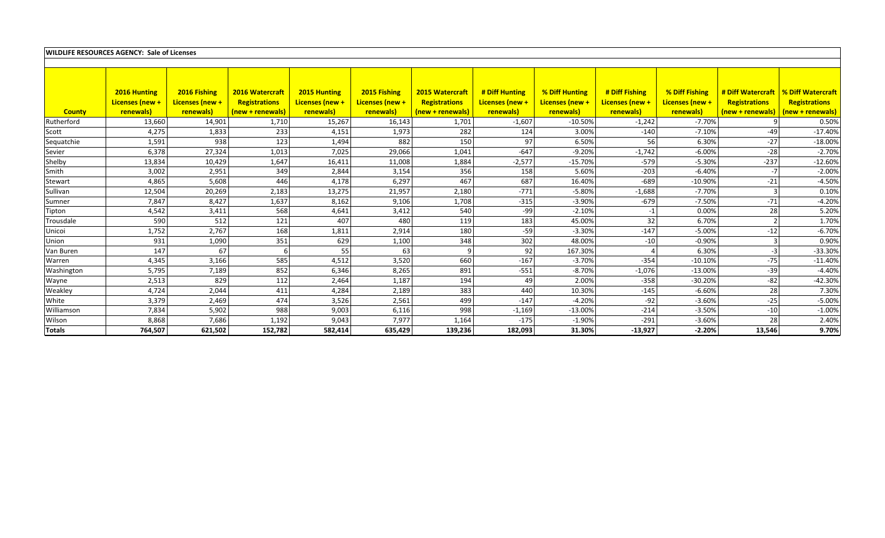**WILDLIFE RESOURCES AGENCY: Sale of Licenses**

| County | 2016 Hunting Licenses (new + renewals) | 2016 Fishing Licenses (new + renewals) | 2016 Watercraft Registrations (new + renewals) | 2015 Hunting Licenses (new + renewals) | 2015 Fishing Licenses (new + renewals) | 2015 Watercraft Registrations (new + renewals) | # Diff Hunting Licenses (new + renewals) | % Diff Hunting Licenses (new + renewals) | # Diff Fishing Licenses (new + renewals) | % Diff Fishing Licenses (new + renewals) | # Diff Watercraft Registrations (new + renewals) | % Diff Watercraft Registrations (new + renewals) |
|---|---|---|---|---|---|---|---|---|---|---|---|---|
| Rutherford | 13,660 | 14,901 | 1,710 | 15,267 | 16,143 | 1,701 | -1,607 | -10.50% | -1,242 | -7.70% | 9 | 0.50% |
| Scott | 4,275 | 1,833 | 233 | 4,151 | 1,973 | 282 | 124 | 3.00% | -140 | -7.10% | -49 | -17.40% |
| Sequatchie | 1,591 | 938 | 123 | 1,494 | 882 | 150 | 97 | 6.50% | 56 | 6.30% | -27 | -18.00% |
| Sevier | 6,378 | 27,324 | 1,013 | 7,025 | 29,066 | 1,041 | -647 | -9.20% | -1,742 | -6.00% | -28 | -2.70% |
| Shelby | 13,834 | 10,429 | 1,647 | 16,411 | 11,008 | 1,884 | -2,577 | -15.70% | -579 | -5.30% | -237 | -12.60% |
| Smith | 3,002 | 2,951 | 349 | 2,844 | 3,154 | 356 | 158 | 5.60% | -203 | -6.40% | -7 | -2.00% |
| Stewart | 4,865 | 5,608 | 446 | 4,178 | 6,297 | 467 | 687 | 16.40% | -689 | -10.90% | -21 | -4.50% |
| Sullivan | 12,504 | 20,269 | 2,183 | 13,275 | 21,957 | 2,180 | -771 | -5.80% | -1,688 | -7.70% | 3 | 0.10% |
| Sumner | 7,847 | 8,427 | 1,637 | 8,162 | 9,106 | 1,708 | -315 | -3.90% | -679 | -7.50% | -71 | -4.20% |
| Tipton | 4,542 | 3,411 | 568 | 4,641 | 3,412 | 540 | -99 | -2.10% | -1 | 0.00% | 28 | 5.20% |
| Trousdale | 590 | 512 | 121 | 407 | 480 | 119 | 183 | 45.00% | 32 | 6.70% | 2 | 1.70% |
| Unicoi | 1,752 | 2,767 | 168 | 1,811 | 2,914 | 180 | -59 | -3.30% | -147 | -5.00% | -12 | -6.70% |
| Union | 931 | 1,090 | 351 | 629 | 1,100 | 348 | 302 | 48.00% | -10 | -0.90% | 3 | 0.90% |
| Van Buren | 147 | 67 | 6 | 55 | 63 | 9 | 92 | 167.30% | 4 | 6.30% | -3 | -33.30% |
| Warren | 4,345 | 3,166 | 585 | 4,512 | 3,520 | 660 | -167 | -3.70% | -354 | -10.10% | -75 | -11.40% |
| Washington | 5,795 | 7,189 | 852 | 6,346 | 8,265 | 891 | -551 | -8.70% | -1,076 | -13.00% | -39 | -4.40% |
| Wayne | 2,513 | 829 | 112 | 2,464 | 1,187 | 194 | 49 | 2.00% | -358 | -30.20% | -82 | -42.30% |
| Weakley | 4,724 | 2,044 | 411 | 4,284 | 2,189 | 383 | 440 | 10.30% | -145 | -6.60% | 28 | 7.30% |
| White | 3,379 | 2,469 | 474 | 3,526 | 2,561 | 499 | -147 | -4.20% | -92 | -3.60% | -25 | -5.00% |
| Williamson | 7,834 | 5,902 | 988 | 9,003 | 6,116 | 998 | -1,169 | -13.00% | -214 | -3.50% | -10 | -1.00% |
| Wilson | 8,868 | 7,686 | 1,192 | 9,043 | 7,977 | 1,164 | -175 | -1.90% | -291 | -3.60% | 28 | 2.40% |
| **Totals** | **764,507** | **621,502** | **152,782** | **582,414** | **635,429** | **139,236** | **182,093** | **31.30%** | **-13,927** | **-2.20%** | **13,546** | **9.70%** |